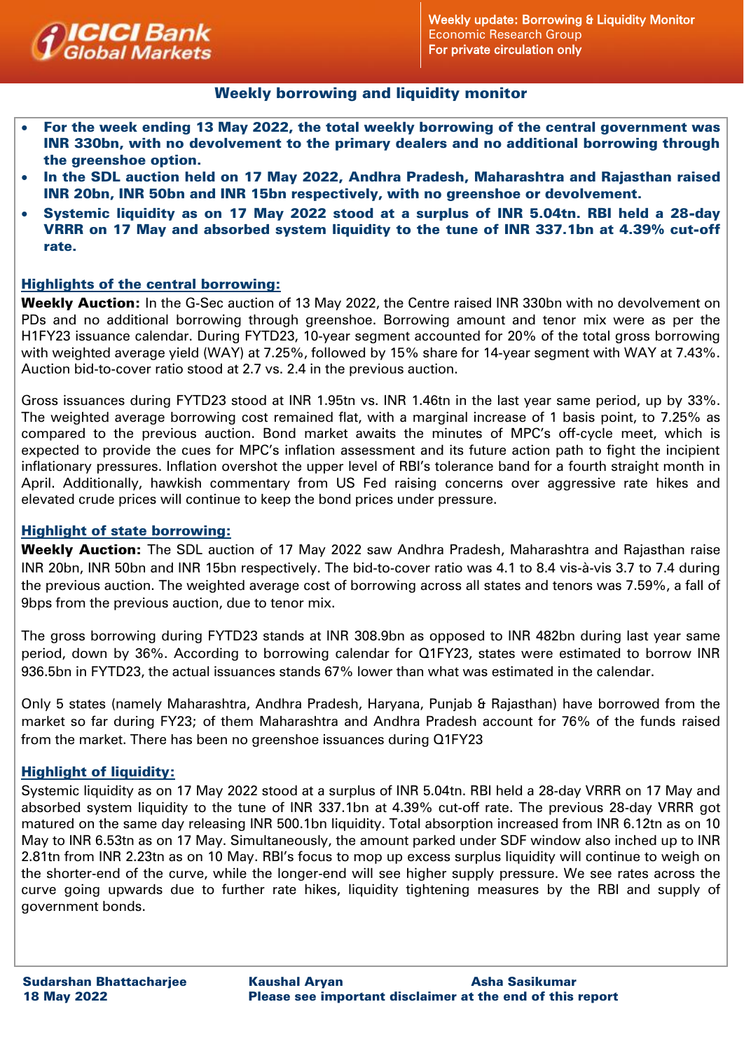# Weekly borrowing and liquidity monitor

- **For the week ending 13 May 2022, the total weekly borrowing of the central government was INR 330bn, with no devolvement to the primary dealers and no additional borrowing through the greenshoe option.**
- **In the SDL auction held on 17 May 2022, Andhra Pradesh, Maharashtra and Rajasthan raised INR 20bn, INR 50bn and INR 15bn respectively, with no greenshoe or devolvement.**
- **Systemic liquidity as on 17 May 2022 stood at a surplus of INR 5.04tn. RBI held a 28-day VRRR on 17 May and absorbed system liquidity to the tune of INR 337.1bn at 4.39% cut-off rate.**

## Highlights of the central borrowing:

**Weekly Auction:** In the G-Sec auction of 13 May 2022, the Centre raised INR 330bn with no devolvement on PDs and no additional borrowing through greenshoe. Borrowing amount and tenor mix were as per the H1FY23 issuance calendar. During FYTD23, 10-year segment accounted for 20% of the total gross borrowing with weighted average yield (WAY) at 7.25%, followed by 15% share for 14-year segment with WAY at 7.43%. Auction bid-to-cover ratio stood at 2.7 vs. 2.4 in the previous auction.

Gross issuances during FYTD23 stood at INR 1.95tn vs. INR 1.46tn in the last year same period, up by 33%. The weighted average borrowing cost remained flat, with a marginal increase of 1 basis point, to 7.25% as compared to the previous auction. Bond market awaits the minutes of MPC's off-cycle meet, which is expected to provide the cues for MPC's inflation assessment and its future action path to fight the incipient inflationary pressures. Inflation overshot the upper level of RBI's tolerance band for a fourth straight month in April. Additionally, hawkish commentary from US Fed raising concerns over aggressive rate hikes and elevated crude prices will continue to keep the bond prices under pressure.

## Highlight of state borrowing:

**Weekly Auction:** The SDL auction of 17 May 2022 saw Andhra Pradesh, Maharashtra and Rajasthan raise INR 20bn, INR 50bn and INR 15bn respectively. The bid-to-cover ratio was 4.1 to 8.4 vis-à-vis 3.7 to 7.4 during the previous auction. The weighted average cost of borrowing across all states and tenors was 7.59%, a fall of 9bps from the previous auction, due to tenor mix.

The gross borrowing during FYTD23 stands at INR 308.9bn as opposed to INR 482bn during last year same period, down by 36%. According to borrowing calendar for Q1FY23, states were estimated to borrow INR 936.5bn in FYTD23, the actual issuances stands 67% lower than what was estimated in the calendar.

Only 5 states (namely Maharashtra, Andhra Pradesh, Haryana, Punjab & Rajasthan) have borrowed from the market so far during FY23; of them Maharashtra and Andhra Pradesh account for 76% of the funds raised from the market. There has been no greenshoe issuances during Q1FY23

## Highlight of liquidity:

Systemic liquidity as on 17 May 2022 stood at a surplus of INR 5.04tn. RBI held a 28-day VRRR on 17 May and absorbed system liquidity to the tune of INR 337.1bn at 4.39% cut-off rate. The previous 28-day VRRR got matured on the same day releasing INR 500.1bn liquidity. Total absorption increased from INR 6.12tn as on 10 May to INR 6.53tn as on 17 May. Simultaneously, the amount parked under SDF window also inched up to INR 2.81tn from INR 2.23tn as on 10 May. RBI's focus to mop up excess surplus liquidity will continue to weigh on the shorter-end of the curve, while the longer-end will see higher supply pressure. We see rates across the curve going upwards due to further rate hikes, liquidity tightening measures by the RBI and supply of government bonds.

**Sudarshan Bhattacharjee** **Kaushal Aryan** **Asha Sasikumar**

**18 May 2022**

**Please see important disclaimer at the end of this report**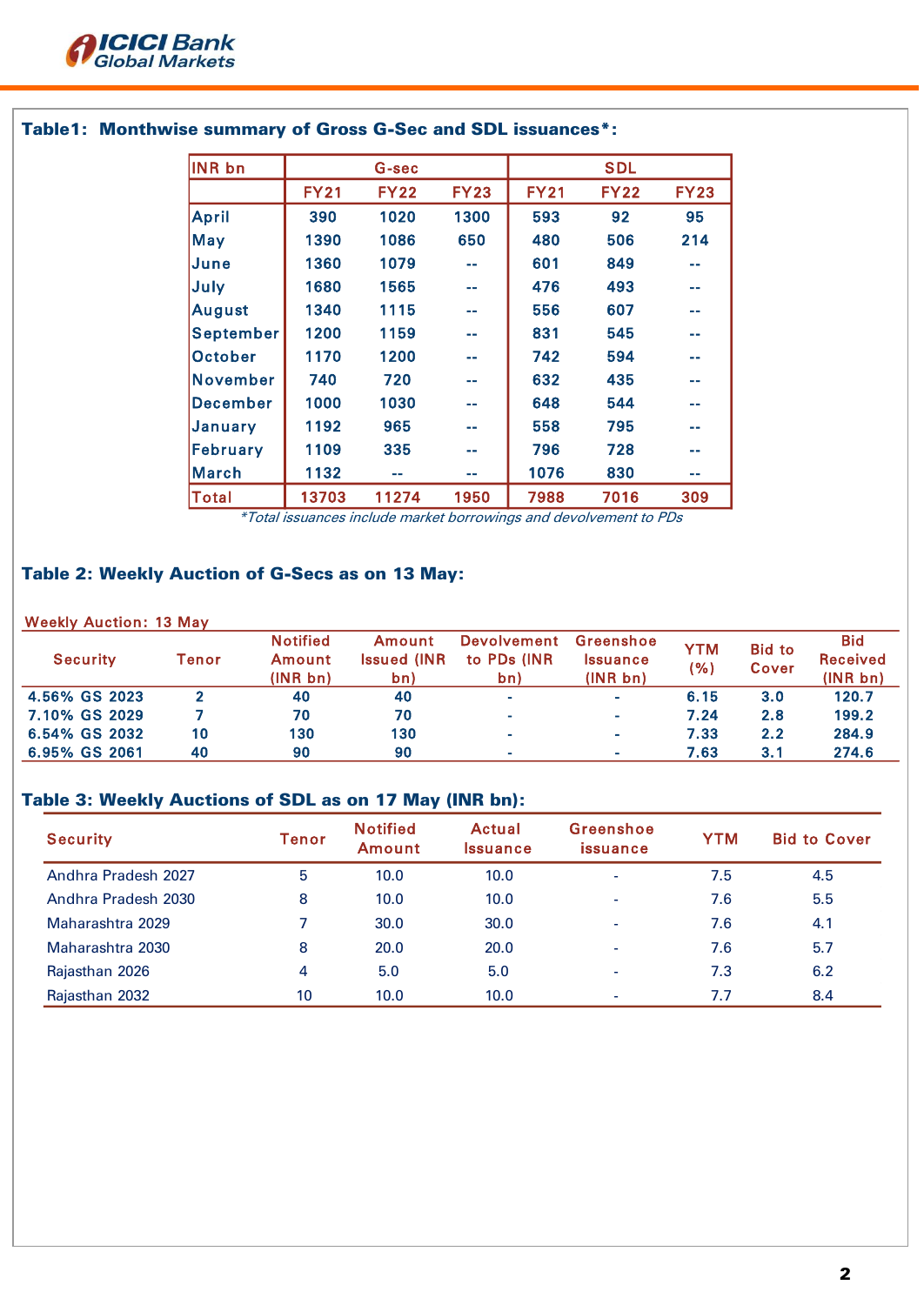### Table1: Monthwise summary of Gross G-Sec and SDL issuances*:

| INR bn | G-sec | | | SDL | | |
|---|---|---|---|---|---|---|
| | FY21 | FY22 | FY23 | FY21 | FY22 | FY23 |
| April | 390 | 1020 | 1300 | 593 | 92 | 95 |
| May | 1390 | 1086 | 650 | 480 | 506 | 214 |
| June | 1360 | 1079 | -- | 601 | 849 | -- |
| July | 1680 | 1565 | -- | 476 | 493 | -- |
| August | 1340 | 1115 | -- | 556 | 607 | -- |
| September | 1200 | 1159 | -- | 831 | 545 | -- |
| October | 1170 | 1200 | -- | 742 | 594 | -- |
| November | 740 | 720 | -- | 632 | 435 | -- |
| December | 1000 | 1030 | -- | 648 | 544 | -- |
| January | 1192 | 965 | -- | 558 | 795 | -- |
| February | 1109 | 335 | -- | 796 | 728 | -- |
| March | 1132 | -- | -- | 1076 | 830 | -- |
| Total | 13703 | 11274 | 1950 | 7988 | 7016 | 309 |

*Total issuances include market borrowings and devolvement to PDs*

### Table 2: Weekly Auction of G-Secs as on 13 May:

Weekly Auction: 13 May

| Security | Tenor | Notified Amount (INR bn) | Amount Issued (INR bn) | Devolvement to PDs (INR bn) | Greenshoe Issuance (INR bn) | YTM (%) | Bid to Cover | Bid Received (INR bn) |
|---|---|---|---|---|---|---|---|---|
| 4.56% GS 2023 | 2 | 40 | 40 | - | - | 6.15 | 3.0 | 120.7 |
| 7.10% GS 2029 | 7 | 70 | 70 | - | - | 7.24 | 2.8 | 199.2 |
| 6.54% GS 2032 | 10 | 130 | 130 | - | - | 7.33 | 2.2 | 284.9 |
| 6.95% GS 2061 | 40 | 90 | 90 | - | - | 7.63 | 3.1 | 274.6 |

### Table 3: Weekly Auctions of SDL as on 17 May (INR bn):

| Security | Tenor | Notified Amount | Actual Issuance | Greenshoe issuance | YTM | Bid to Cover |
|---|---|---|---|---|---|---|
| Andhra Pradesh 2027 | 5 | 10.0 | 10.0 | - | 7.5 | 4.5 |
| Andhra Pradesh 2030 | 8 | 10.0 | 10.0 | - | 7.6 | 5.5 |
| Maharashtra 2029 | 7 | 30.0 | 30.0 | - | 7.6 | 4.1 |
| Maharashtra 2030 | 8 | 20.0 | 20.0 | - | 7.6 | 5.7 |
| Rajasthan 2026 | 4 | 5.0 | 5.0 | - | 7.3 | 6.2 |
| Rajasthan 2032 | 10 | 10.0 | 10.0 | - | 7.7 | 8.4 |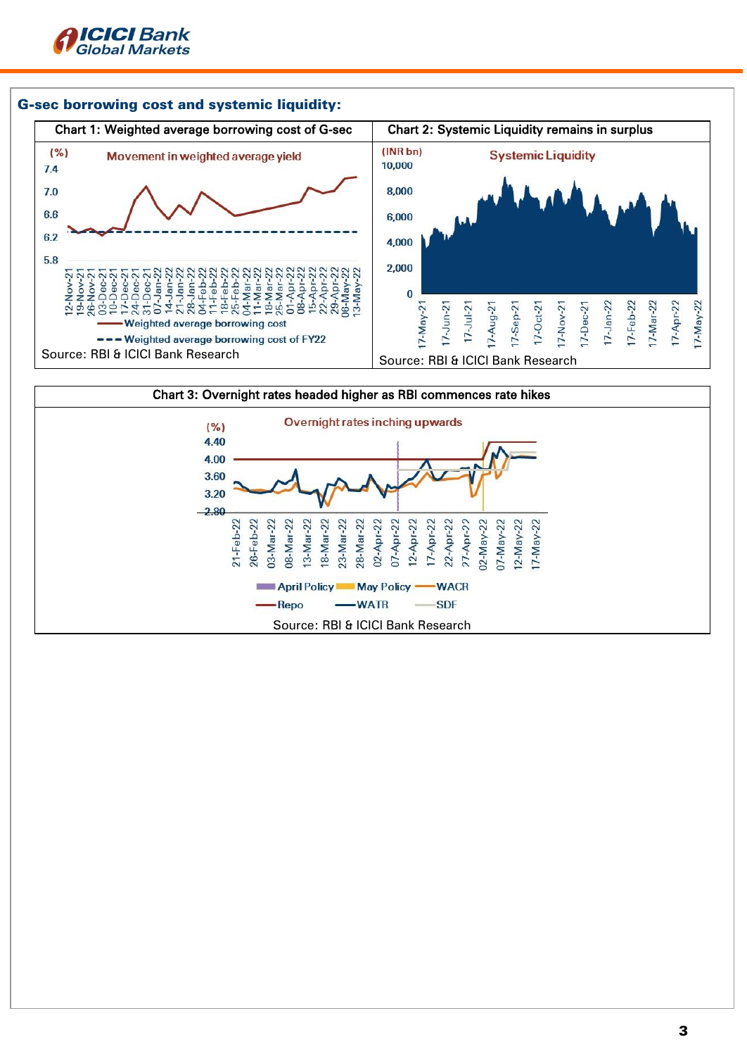## G-sec borrowing cost and systemic liquidity:

**Chart 1: Weighted average borrowing cost of G-sec**

Movement in weighted average yield

(%)

- Weighted average borrowing cost
- Weighted average borrowing cost of FY22

Source: RBI & ICICI Bank Research

**Chart 2: Systemic Liquidity remains in surplus**

Systemic Liquidity

(INR bn)

Source: RBI & ICICI Bank Research

**Chart 3: Overnight rates headed higher as RBI commences rate hikes**

Overnight rates inching upwards

(%)

April Policy, May Policy, WACR, Repo, WATR, SDF

Source: RBI & ICICI Bank Research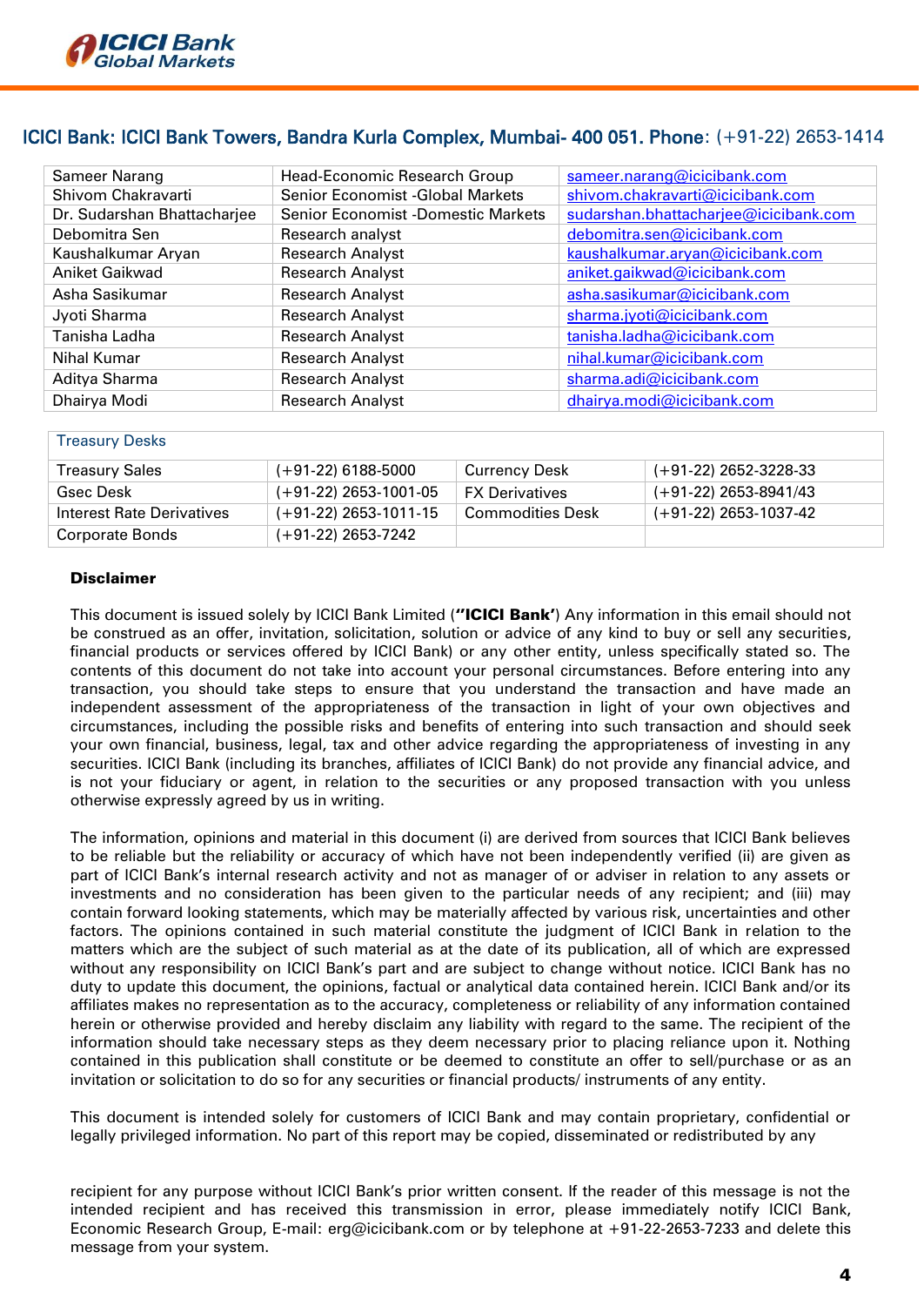**ICICI Bank: ICICI Bank Towers, Bandra Kurla Complex, Mumbai- 400 051. Phone**: (+91-22) 2653-1414

| | | |
|---|---|---|
| Sameer Narang | Head-Economic Research Group | sameer.narang@icicibank.com |
| Shivom Chakravarti | Senior Economist -Global Markets | shivom.chakravarti@icicibank.com |
| Dr. Sudarshan Bhattacharjee | Senior Economist -Domestic Markets | sudarshan.bhattacharjee@icicibank.com |
| Debomitra Sen | Research analyst | debomitra.sen@icicibank.com |
| Kaushalkumar Aryan | Research Analyst | kaushalkumar.aryan@icicibank.com |
| Aniket Gaikwad | Research Analyst | aniket.gaikwad@icicibank.com |
| Asha Sasikumar | Research Analyst | asha.sasikumar@icicibank.com |
| Jyoti Sharma | Research Analyst | sharma.jyoti@icicibank.com |
| Tanisha Ladha | Research Analyst | tanisha.ladha@icicibank.com |
| Nihal Kumar | Research Analyst | nihal.kumar@icicibank.com |
| Aditya Sharma | Research Analyst | sharma.adi@icicibank.com |
| Dhairya Modi | Research Analyst | dhairya.modi@icicibank.com |

| Treasury Desks | | | |
|---|---|---|---|
| Treasury Sales | (+91-22) 6188-5000 | Currency Desk | (+91-22) 2652-3228-33 |
| Gsec Desk | (+91-22) 2653-1001-05 | FX Derivatives | (+91-22) 2653-8941/43 |
| Interest Rate Derivatives | (+91-22) 2653-1011-15 | Commodities Desk | (+91-22) 2653-1037-42 |
| Corporate Bonds | (+91-22) 2653-7242 | | |

**Disclaimer**

This document is issued solely by ICICI Bank Limited (**"ICICI Bank'**) Any information in this email should not be construed as an offer, invitation, solicitation, solution or advice of any kind to buy or sell any securities, financial products or services offered by ICICI Bank) or any other entity, unless specifically stated so. The contents of this document do not take into account your personal circumstances. Before entering into any transaction, you should take steps to ensure that you understand the transaction and have made an independent assessment of the appropriateness of the transaction in light of your own objectives and circumstances, including the possible risks and benefits of entering into such transaction and should seek your own financial, business, legal, tax and other advice regarding the appropriateness of investing in any securities. ICICI Bank (including its branches, affiliates of ICICI Bank) do not provide any financial advice, and is not your fiduciary or agent, in relation to the securities or any proposed transaction with you unless otherwise expressly agreed by us in writing.

The information, opinions and material in this document (i) are derived from sources that ICICI Bank believes to be reliable but the reliability or accuracy of which have not been independently verified (ii) are given as part of ICICI Bank's internal research activity and not as manager of or adviser in relation to any assets or investments and no consideration has been given to the particular needs of any recipient; and (iii) may contain forward looking statements, which may be materially affected by various risk, uncertainties and other factors. The opinions contained in such material constitute the judgment of ICICI Bank in relation to the matters which are the subject of such material as at the date of its publication, all of which are expressed without any responsibility on ICICI Bank's part and are subject to change without notice. ICICI Bank has no duty to update this document, the opinions, factual or analytical data contained herein. ICICI Bank and/or its affiliates makes no representation as to the accuracy, completeness or reliability of any information contained herein or otherwise provided and hereby disclaim any liability with regard to the same. The recipient of the information should take necessary steps as they deem necessary prior to placing reliance upon it. Nothing contained in this publication shall constitute or be deemed to constitute an offer to sell/purchase or as an invitation or solicitation to do so for any securities or financial products/ instruments of any entity.

This document is intended solely for customers of ICICI Bank and may contain proprietary, confidential or legally privileged information. No part of this report may be copied, disseminated or redistributed by any recipient for any purpose without ICICI Bank's prior written consent. If the reader of this message is not the intended recipient and has received this transmission in error, please immediately notify ICICI Bank, Economic Research Group, E-mail: erg@icicibank.com or by telephone at +91-22-2653-7233 and delete this message from your system.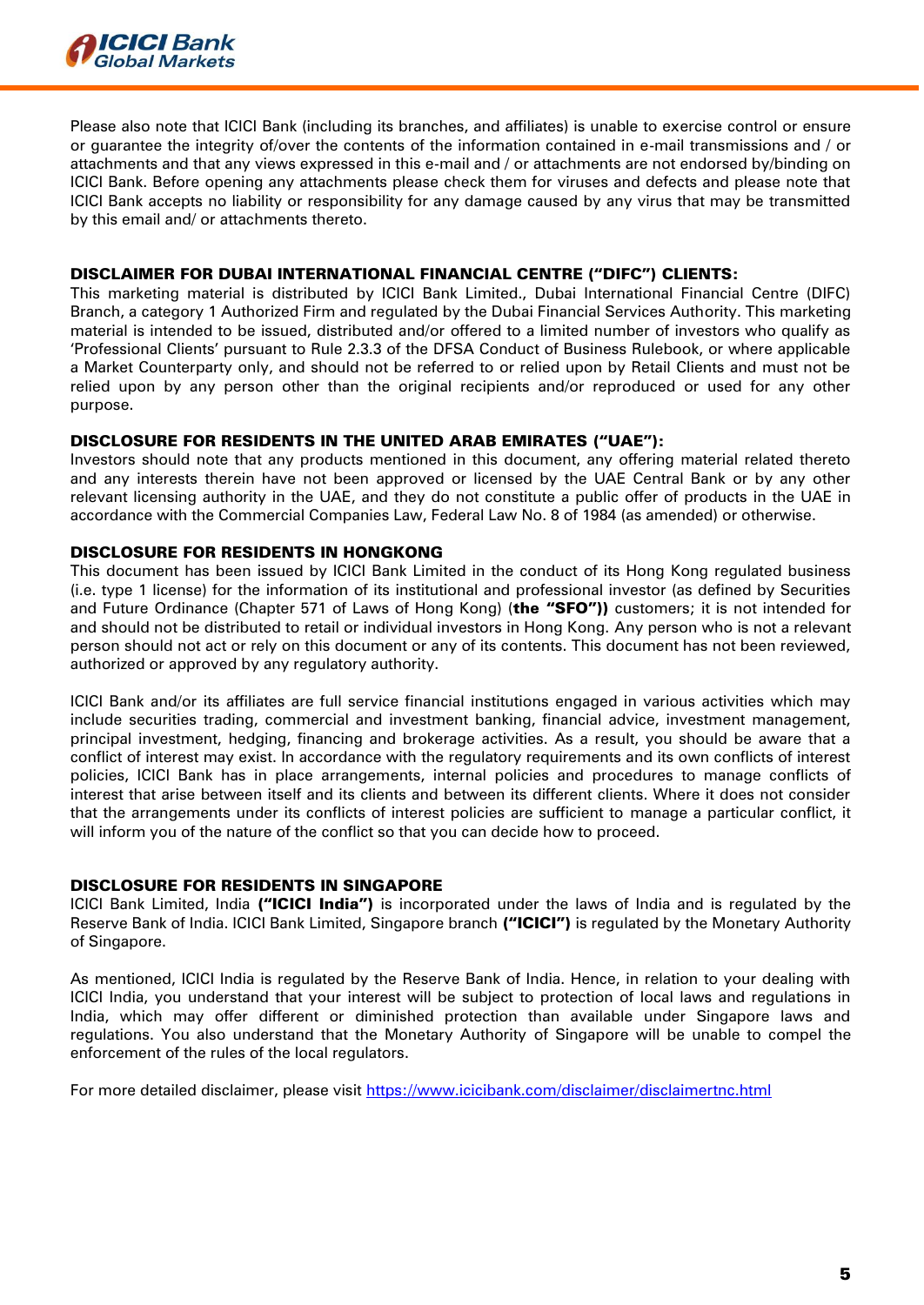Please also note that ICICI Bank (including its branches, and affiliates) is unable to exercise control or ensure or guarantee the integrity of/over the contents of the information contained in e-mail transmissions and / or attachments and that any views expressed in this e-mail and / or attachments are not endorsed by/binding on ICICI Bank. Before opening any attachments please check them for viruses and defects and please note that ICICI Bank accepts no liability or responsibility for any damage caused by any virus that may be transmitted by this email and/ or attachments thereto.

**DISCLAIMER FOR DUBAI INTERNATIONAL FINANCIAL CENTRE ("DIFC") CLIENTS:**

This marketing material is distributed by ICICI Bank Limited., Dubai International Financial Centre (DIFC) Branch, a category 1 Authorized Firm and regulated by the Dubai Financial Services Authority. This marketing material is intended to be issued, distributed and/or offered to a limited number of investors who qualify as 'Professional Clients' pursuant to Rule 2.3.3 of the DFSA Conduct of Business Rulebook, or where applicable a Market Counterparty only, and should not be referred to or relied upon by Retail Clients and must not be relied upon by any person other than the original recipients and/or reproduced or used for any other purpose.

**DISCLOSURE FOR RESIDENTS IN THE UNITED ARAB EMIRATES ("UAE"):**

Investors should note that any products mentioned in this document, any offering material related thereto and any interests therein have not been approved or licensed by the UAE Central Bank or by any other relevant licensing authority in the UAE, and they do not constitute a public offer of products in the UAE in accordance with the Commercial Companies Law, Federal Law No. 8 of 1984 (as amended) or otherwise.

**DISCLOSURE FOR RESIDENTS IN HONGKONG**

This document has been issued by ICICI Bank Limited in the conduct of its Hong Kong regulated business (i.e. type 1 license) for the information of its institutional and professional investor (as defined by Securities and Future Ordinance (Chapter 571 of Laws of Hong Kong) (**the "SFO")**) customers; it is not intended for and should not be distributed to retail or individual investors in Hong Kong. Any person who is not a relevant person should not act or rely on this document or any of its contents. This document has not been reviewed, authorized or approved by any regulatory authority.

ICICI Bank and/or its affiliates are full service financial institutions engaged in various activities which may include securities trading, commercial and investment banking, financial advice, investment management, principal investment, hedging, financing and brokerage activities. As a result, you should be aware that a conflict of interest may exist. In accordance with the regulatory requirements and its own conflicts of interest policies, ICICI Bank has in place arrangements, internal policies and procedures to manage conflicts of interest that arise between itself and its clients and between its different clients. Where it does not consider that the arrangements under its conflicts of interest policies are sufficient to manage a particular conflict, it will inform you of the nature of the conflict so that you can decide how to proceed.

**DISCLOSURE FOR RESIDENTS IN SINGAPORE**

ICICI Bank Limited, India **("ICICI India")** is incorporated under the laws of India and is regulated by the Reserve Bank of India. ICICI Bank Limited, Singapore branch **("ICICI")** is regulated by the Monetary Authority of Singapore.

As mentioned, ICICI India is regulated by the Reserve Bank of India. Hence, in relation to your dealing with ICICI India, you understand that your interest will be subject to protection of local laws and regulations in India, which may offer different or diminished protection than available under Singapore laws and regulations. You also understand that the Monetary Authority of Singapore will be unable to compel the enforcement of the rules of the local regulators.

For more detailed disclaimer, please visit [https://www.icicibank.com/disclaimer/disclaimertnc.html](https://www.icicibank.com/disclaimer/disclaimertnc.html)